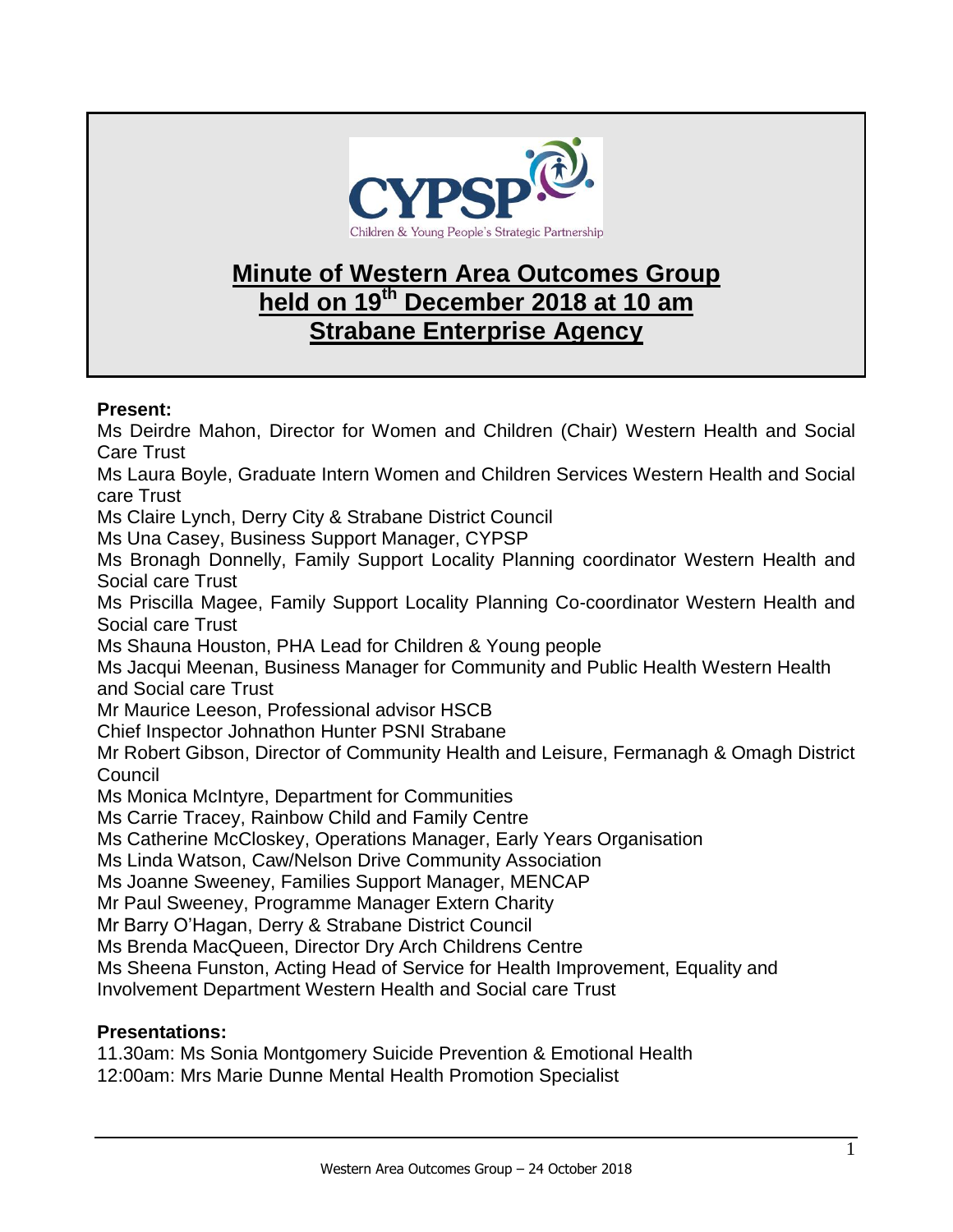# Minute of Western Area Outcomes Group held on 19th December 2018 at 10 am Strabane Enterprise Agency

**Present:**

Ms Deirdre Mahon, Director for Women and Children (Chair) Western Health and Social Care Trust
Ms Laura Boyle, Graduate Intern Women and Children Services Western Health and Social care Trust
Ms Claire Lynch, Derry City & Strabane District Council
Ms Una Casey, Business Support Manager, CYPSP
Ms Bronagh Donnelly, Family Support Locality Planning coordinator Western Health and Social care Trust
Ms Priscilla Magee, Family Support Locality Planning Co-coordinator Western Health and Social care Trust
Ms Shauna Houston, PHA Lead for Children & Young people
Ms Jacqui Meenan, Business Manager for Community and Public Health Western Health and Social care Trust
Mr Maurice Leeson, Professional advisor HSCB
Chief Inspector Johnathon Hunter PSNI Strabane
Mr Robert Gibson, Director of Community Health and Leisure, Fermanagh & Omagh District Council
Ms Monica McIntyre, Department for Communities
Ms Carrie Tracey, Rainbow Child and Family Centre
Ms Catherine McCloskey, Operations Manager, Early Years Organisation
Ms Linda Watson, Caw/Nelson Drive Community Association
Ms Joanne Sweeney, Families Support Manager, MENCAP
Mr Paul Sweeney, Programme Manager Extern Charity
Mr Barry O'Hagan, Derry & Strabane District Council
Ms Brenda MacQueen, Director Dry Arch Childrens Centre
Ms Sheena Funston, Acting Head of Service for Health Improvement, Equality and Involvement Department Western Health and Social care Trust

**Presentations:**

11.30am: Ms Sonia Montgomery Suicide Prevention & Emotional Health
12:00am: Mrs Marie Dunne Mental Health Promotion Specialist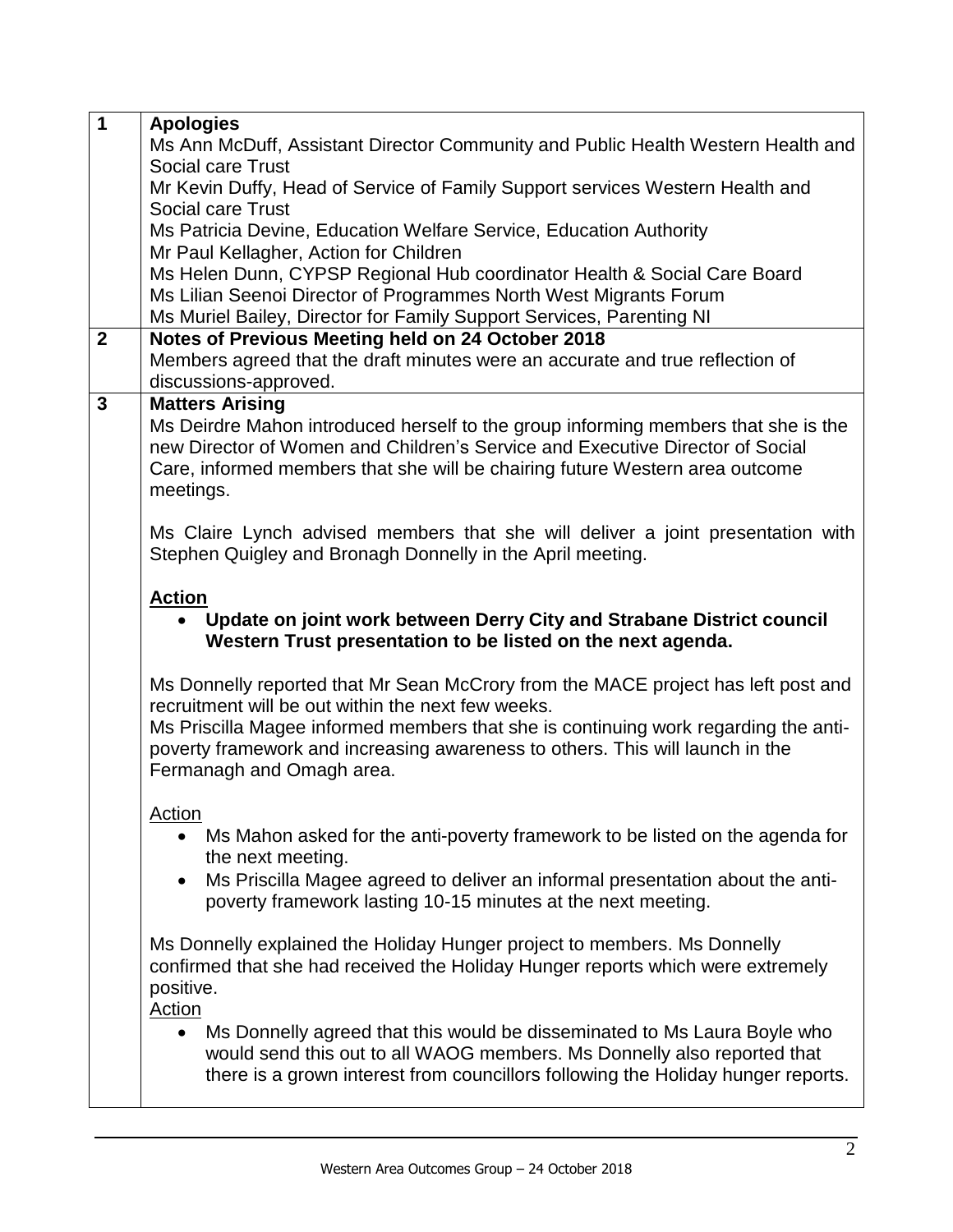| | |
|---|---|
| **1** | **Apologies**<br>Ms Ann McDuff, Assistant Director Community and Public Health Western Health and Social care Trust<br>Mr Kevin Duffy, Head of Service of Family Support services Western Health and Social care Trust<br>Ms Patricia Devine, Education Welfare Service, Education Authority<br>Mr Paul Kellagher, Action for Children<br>Ms Helen Dunn, CYPSP Regional Hub coordinator Health & Social Care Board<br>Ms Lilian Seenoi Director of Programmes North West Migrants Forum<br>Ms Muriel Bailey, Director for Family Support Services, Parenting NI |
| **2** | **Notes of Previous Meeting held on 24 October 2018**<br>Members agreed that the draft minutes were an accurate and true reflection of discussions-approved. |
| **3** | **Matters Arising**<br>Ms Deirdre Mahon introduced herself to the group informing members that she is the new Director of Women and Children's Service and Executive Director of Social Care, informed members that she will be chairing future Western area outcome meetings.<br><br>Ms Claire Lynch advised members that she will deliver a joint presentation with Stephen Quigley and Bronagh Donnelly in the April meeting.<br><br>**Action**<br>• **Update on joint work between Derry City and Strabane District council Western Trust presentation to be listed on the next agenda.**<br><br>Ms Donnelly reported that Mr Sean McCrory from the MACE project has left post and recruitment will be out within the next few weeks.<br>Ms Priscilla Magee informed members that she is continuing work regarding the anti-poverty framework and increasing awareness to others. This will launch in the Fermanagh and Omagh area.<br><br>Action<br>• Ms Mahon asked for the anti-poverty framework to be listed on the agenda for the next meeting.<br>• Ms Priscilla Magee agreed to deliver an informal presentation about the anti-poverty framework lasting 10-15 minutes at the next meeting.<br><br>Ms Donnelly explained the Holiday Hunger project to members. Ms Donnelly confirmed that she had received the Holiday Hunger reports which were extremely positive.<br>Action<br>• Ms Donnelly agreed that this would be disseminated to Ms Laura Boyle who would send this out to all WAOG members. Ms Donnelly also reported that there is a grown interest from councillors following the Holiday hunger reports. |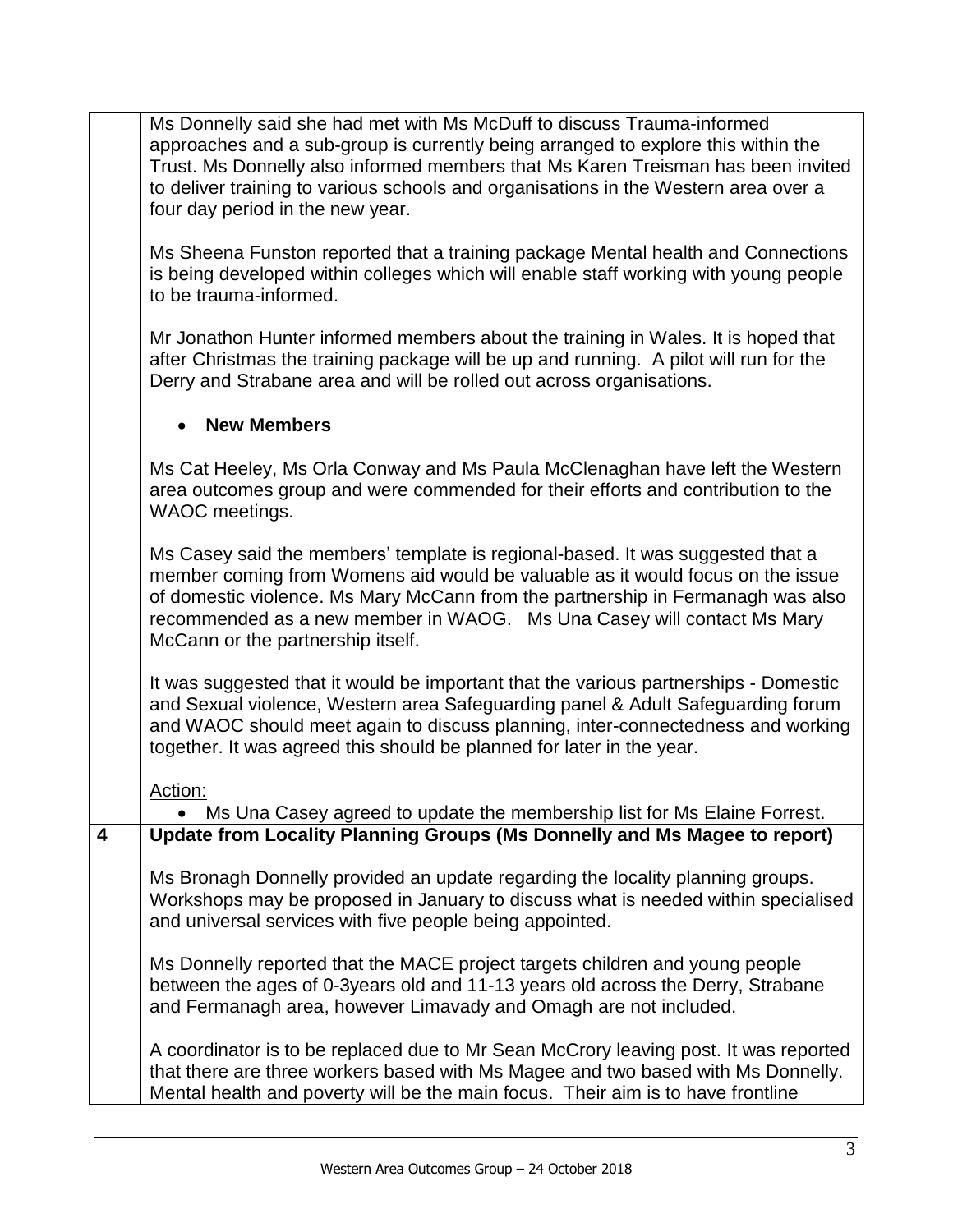|   |   |
|---|---|
|   | Ms Donnelly said she had met with Ms McDuff to discuss Trauma-informed approaches and a sub-group is currently being arranged to explore this within the Trust. Ms Donnelly also informed members that Ms Karen Treisman has been invited to deliver training to various schools and organisations in the Western area over a four day period in the new year.<br><br>Ms Sheena Funston reported that a training package Mental health and Connections is being developed within colleges which will enable staff working with young people to be trauma-informed.<br><br>Mr Jonathon Hunter informed members about the training in Wales. It is hoped that after Christmas the training package will be up and running. A pilot will run for the Derry and Strabane area and will be rolled out across organisations.<br><br>• **New Members**<br><br>Ms Cat Heeley, Ms Orla Conway and Ms Paula McClenaghan have left the Western area outcomes group and were commended for their efforts and contribution to the WAOC meetings.<br><br>Ms Casey said the members' template is regional-based. It was suggested that a member coming from Womens aid would be valuable as it would focus on the issue of domestic violence. Ms Mary McCann from the partnership in Fermanagh was also recommended as a new member in WAOG. Ms Una Casey will contact Ms Mary McCann or the partnership itself.<br><br>It was suggested that it would be important that the various partnerships - Domestic and Sexual violence, Western area Safeguarding panel & Adult Safeguarding forum and WAOC should meet again to discuss planning, inter-connectedness and working together. It was agreed this should be planned for later in the year.<br><br>Action:<br>• Ms Una Casey agreed to update the membership list for Ms Elaine Forrest. |
| **4** | **Update from Locality Planning Groups (Ms Donnelly and Ms Magee to report)**<br><br>Ms Bronagh Donnelly provided an update regarding the locality planning groups. Workshops may be proposed in January to discuss what is needed within specialised and universal services with five people being appointed.<br><br>Ms Donnelly reported that the MACE project targets children and young people between the ages of 0-3years old and 11-13 years old across the Derry, Strabane and Fermanagh area, however Limavady and Omagh are not included.<br><br>A coordinator is to be replaced due to Mr Sean McCrory leaving post. It was reported that there are three workers based with Ms Magee and two based with Ms Donnelly. Mental health and poverty will be the main focus. Their aim is to have frontline |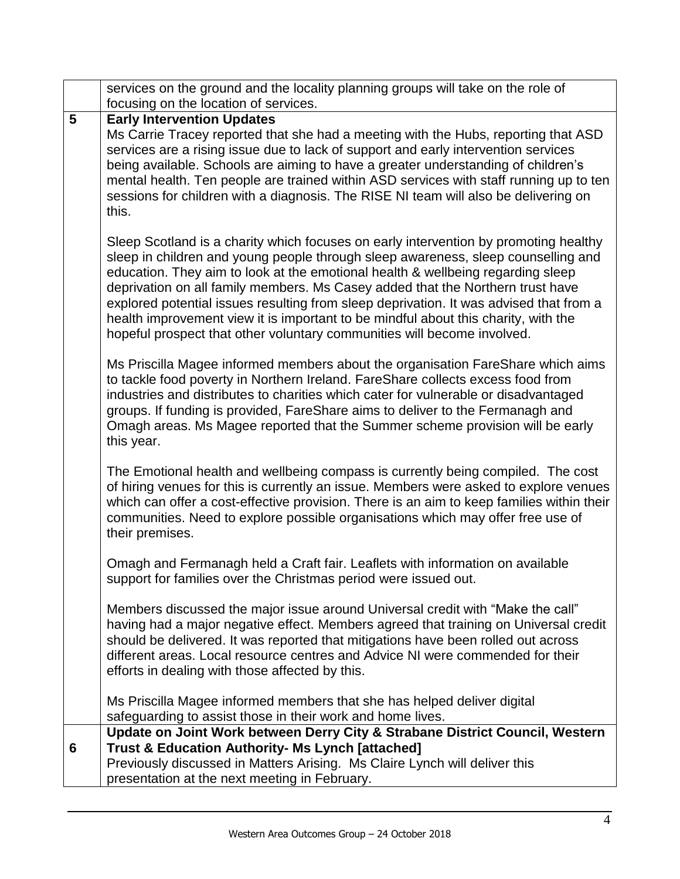|   |   |
|---|---|
|   | services on the ground and the locality planning groups will take on the role of focusing on the location of services. |
| **5** | **Early Intervention Updates**<br>Ms Carrie Tracey reported that she had a meeting with the Hubs, reporting that ASD services are a rising issue due to lack of support and early intervention services being available. Schools are aiming to have a greater understanding of children's mental health. Ten people are trained within ASD services with staff running up to ten sessions for children with a diagnosis. The RISE NI team will also be delivering on this.<br><br>Sleep Scotland is a charity which focuses on early intervention by promoting healthy sleep in children and young people through sleep awareness, sleep counselling and education. They aim to look at the emotional health & wellbeing regarding sleep deprivation on all family members. Ms Casey added that the Northern trust have explored potential issues resulting from sleep deprivation. It was advised that from a health improvement view it is important to be mindful about this charity, with the hopeful prospect that other voluntary communities will become involved.<br><br>Ms Priscilla Magee informed members about the organisation FareShare which aims to tackle food poverty in Northern Ireland. FareShare collects excess food from industries and distributes to charities which cater for vulnerable or disadvantaged groups. If funding is provided, FareShare aims to deliver to the Fermanagh and Omagh areas. Ms Magee reported that the Summer scheme provision will be early this year.<br><br>The Emotional health and wellbeing compass is currently being compiled. The cost of hiring venues for this is currently an issue. Members were asked to explore venues which can offer a cost-effective provision. There is an aim to keep families within their communities. Need to explore possible organisations which may offer free use of their premises.<br><br>Omagh and Fermanagh held a Craft fair. Leaflets with information on available support for families over the Christmas period were issued out.<br><br>Members discussed the major issue around Universal credit with "Make the call" having had a major negative effect. Members agreed that training on Universal credit should be delivered. It was reported that mitigations have been rolled out across different areas. Local resource centres and Advice NI were commended for their efforts in dealing with those affected by this.<br><br>Ms Priscilla Magee informed members that she has helped deliver digital safeguarding to assist those in their work and home lives. |
| **6** | **Update on Joint Work between Derry City & Strabane District Council, Western Trust & Education Authority- Ms Lynch [attached]**<br>Previously discussed in Matters Arising. Ms Claire Lynch will deliver this presentation at the next meeting in February. |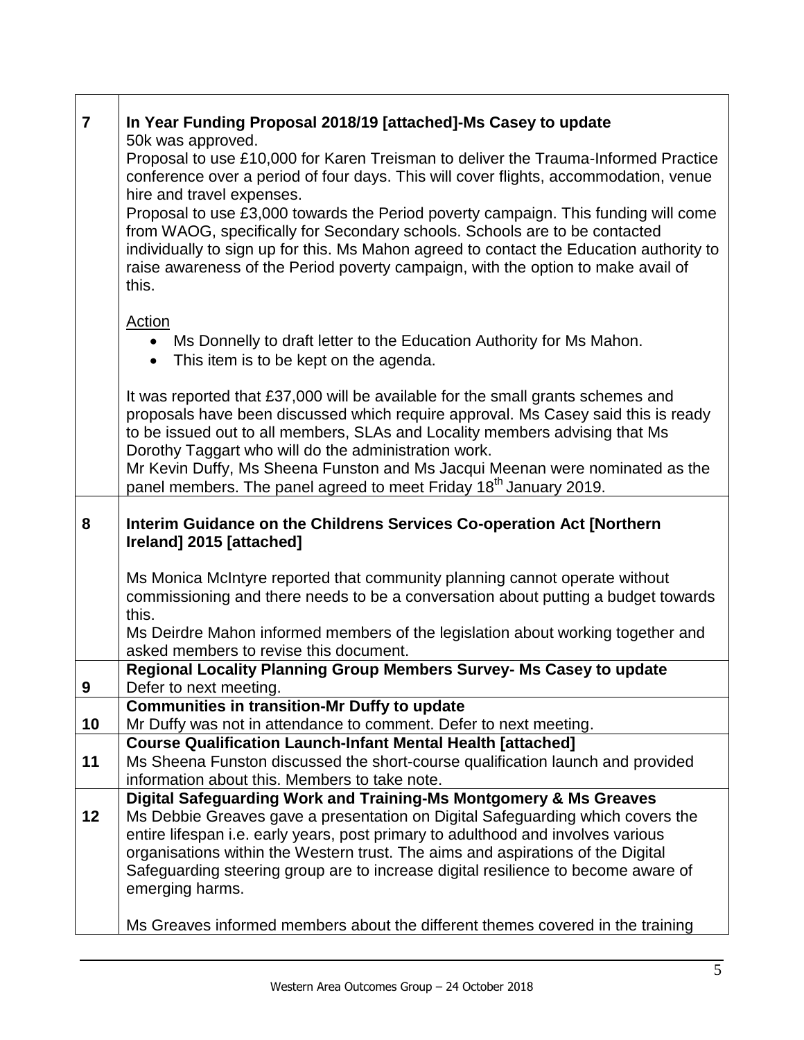| | |
|---|---|
| **7** | **In Year Funding Proposal 2018/19 [attached]-Ms Casey to update**<br>50k was approved.<br>Proposal to use £10,000 for Karen Treisman to deliver the Trauma-Informed Practice conference over a period of four days. This will cover flights, accommodation, venue hire and travel expenses.<br>Proposal to use £3,000 towards the Period poverty campaign. This funding will come from WAOG, specifically for Secondary schools. Schools are to be contacted individually to sign up for this. Ms Mahon agreed to contact the Education authority to raise awareness of the Period poverty campaign, with the option to make avail of this.<br><br><u>Action</u><br>• Ms Donnelly to draft letter to the Education Authority for Ms Mahon.<br>• This item is to be kept on the agenda.<br><br>It was reported that £37,000 will be available for the small grants schemes and proposals have been discussed which require approval. Ms Casey said this is ready to be issued out to all members, SLAs and Locality members advising that Ms Dorothy Taggart who will do the administration work.<br>Mr Kevin Duffy, Ms Sheena Funston and Ms Jacqui Meenan were nominated as the panel members. The panel agreed to meet Friday 18th January 2019. |
| **8** | **Interim Guidance on the Childrens Services Co-operation Act [Northern Ireland] 2015 [attached]**<br><br>Ms Monica McIntyre reported that community planning cannot operate without commissioning and there needs to be a conversation about putting a budget towards this.<br>Ms Deirdre Mahon informed members of the legislation about working together and asked members to revise this document. |
| **9** | **Regional Locality Planning Group Members Survey- Ms Casey to update**<br>Defer to next meeting. |
| **10** | **Communities in transition-Mr Duffy to update**<br>Mr Duffy was not in attendance to comment. Defer to next meeting. |
| **11** | **Course Qualification Launch-Infant Mental Health [attached]**<br>Ms Sheena Funston discussed the short-course qualification launch and provided information about this. Members to take note. |
| **12** | **Digital Safeguarding Work and Training-Ms Montgomery & Ms Greaves**<br>Ms Debbie Greaves gave a presentation on Digital Safeguarding which covers the entire lifespan i.e. early years, post primary to adulthood and involves various organisations within the Western trust. The aims and aspirations of the Digital Safeguarding steering group are to increase digital resilience to become aware of emerging harms.<br><br>Ms Greaves informed members about the different themes covered in the training |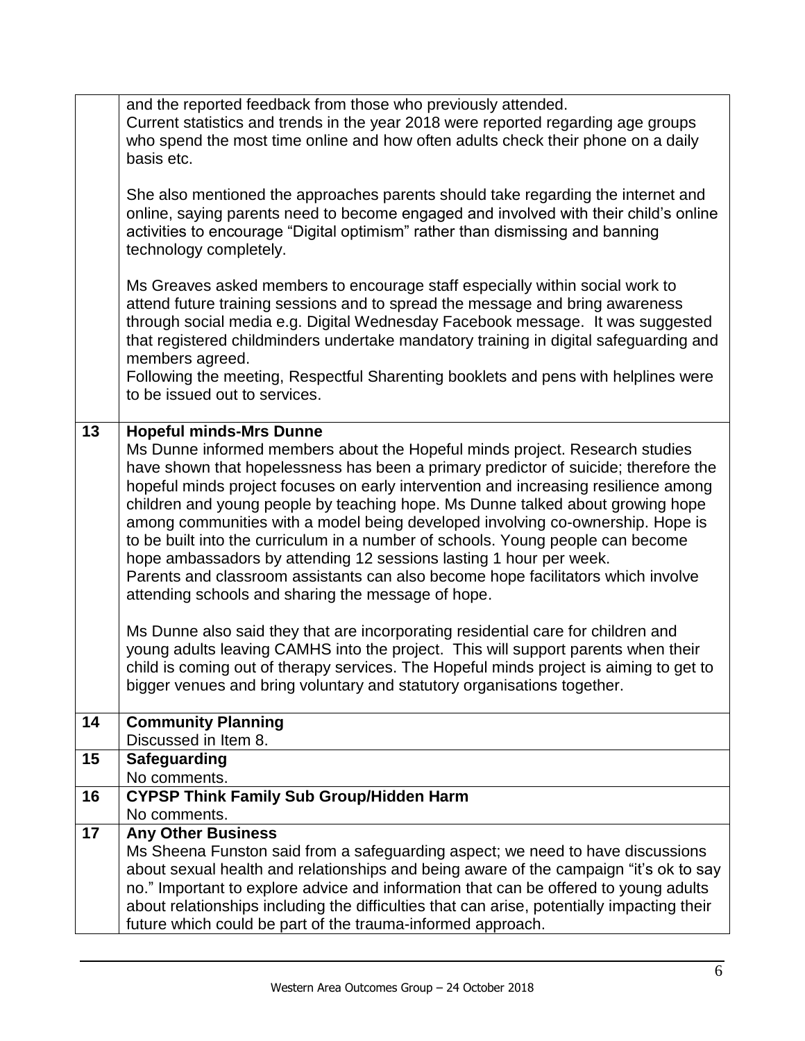| | |
|---|---|
| | and the reported feedback from those who previously attended.<br>Current statistics and trends in the year 2018 were reported regarding age groups who spend the most time online and how often adults check their phone on a daily basis etc.<br><br>She also mentioned the approaches parents should take regarding the internet and online, saying parents need to become engaged and involved with their child's online activities to encourage "Digital optimism" rather than dismissing and banning technology completely.<br><br>Ms Greaves asked members to encourage staff especially within social work to attend future training sessions and to spread the message and bring awareness through social media e.g. Digital Wednesday Facebook message. It was suggested that registered childminders undertake mandatory training in digital safeguarding and members agreed.<br>Following the meeting, Respectful Sharenting booklets and pens with helplines were to be issued out to services. |
| **13** | **Hopeful minds-Mrs Dunne**<br>Ms Dunne informed members about the Hopeful minds project. Research studies have shown that hopelessness has been a primary predictor of suicide; therefore the hopeful minds project focuses on early intervention and increasing resilience among children and young people by teaching hope. Ms Dunne talked about growing hope among communities with a model being developed involving co-ownership. Hope is to be built into the curriculum in a number of schools. Young people can become hope ambassadors by attending 12 sessions lasting 1 hour per week.<br>Parents and classroom assistants can also become hope facilitators which involve attending schools and sharing the message of hope.<br><br>Ms Dunne also said they that are incorporating residential care for children and young adults leaving CAMHS into the project. This will support parents when their child is coming out of therapy services. The Hopeful minds project is aiming to get to bigger venues and bring voluntary and statutory organisations together. |
| **14** | **Community Planning**<br>Discussed in Item 8. |
| **15** | **Safeguarding**<br>No comments. |
| **16** | **CYPSP Think Family Sub Group/Hidden Harm**<br>No comments. |
| **17** | **Any Other Business**<br>Ms Sheena Funston said from a safeguarding aspect; we need to have discussions about sexual health and relationships and being aware of the campaign "it's ok to say no." Important to explore advice and information that can be offered to young adults about relationships including the difficulties that can arise, potentially impacting their future which could be part of the trauma-informed approach. |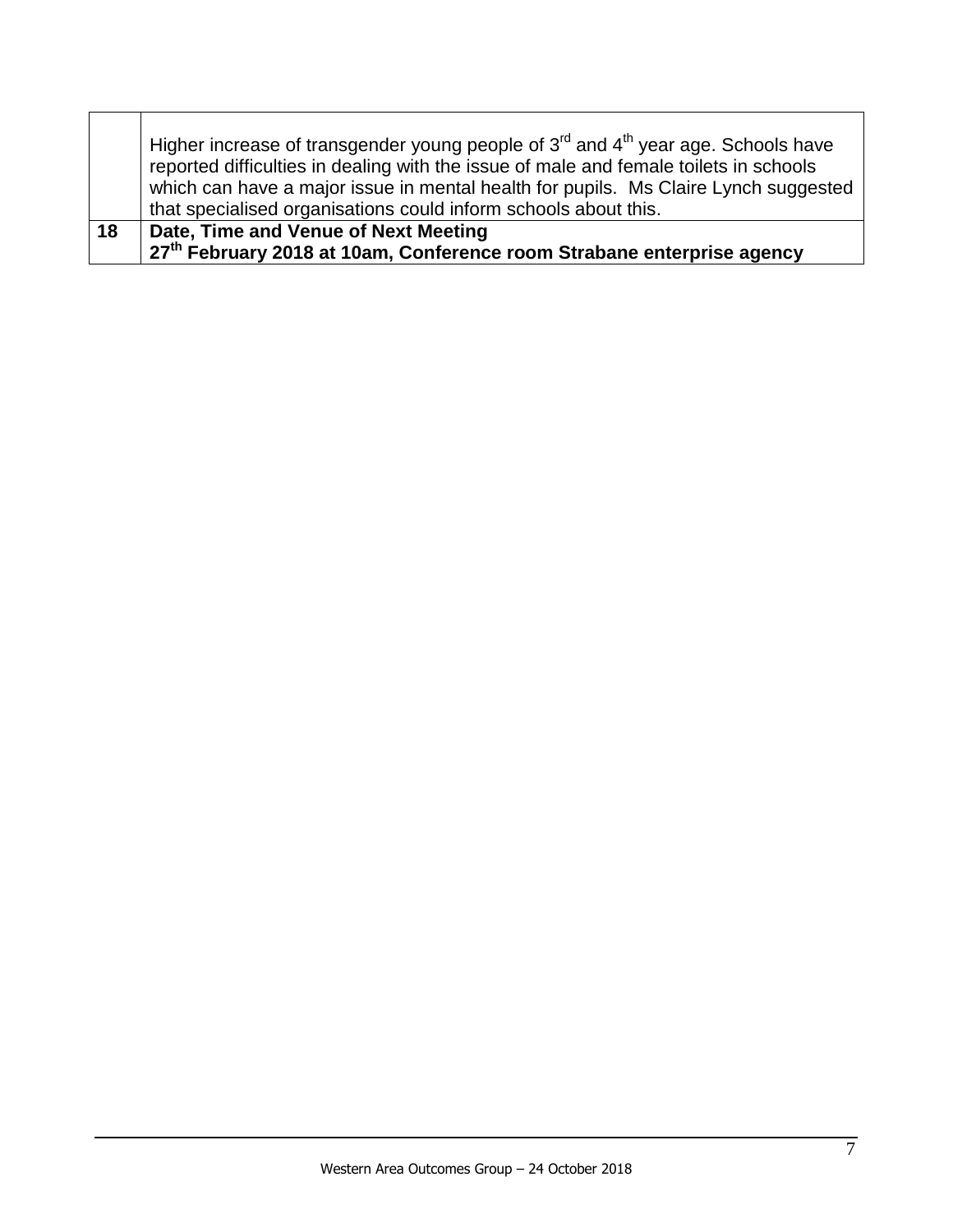| | |
|---|---|
| | Higher increase of transgender young people of 3rd and 4th year age. Schools have reported difficulties in dealing with the issue of male and female toilets in schools which can have a major issue in mental health for pupils. Ms Claire Lynch suggested that specialised organisations could inform schools about this. |
| **18** | **Date, Time and Venue of Next Meeting**<br>**27th February 2018 at 10am, Conference room Strabane enterprise agency** |